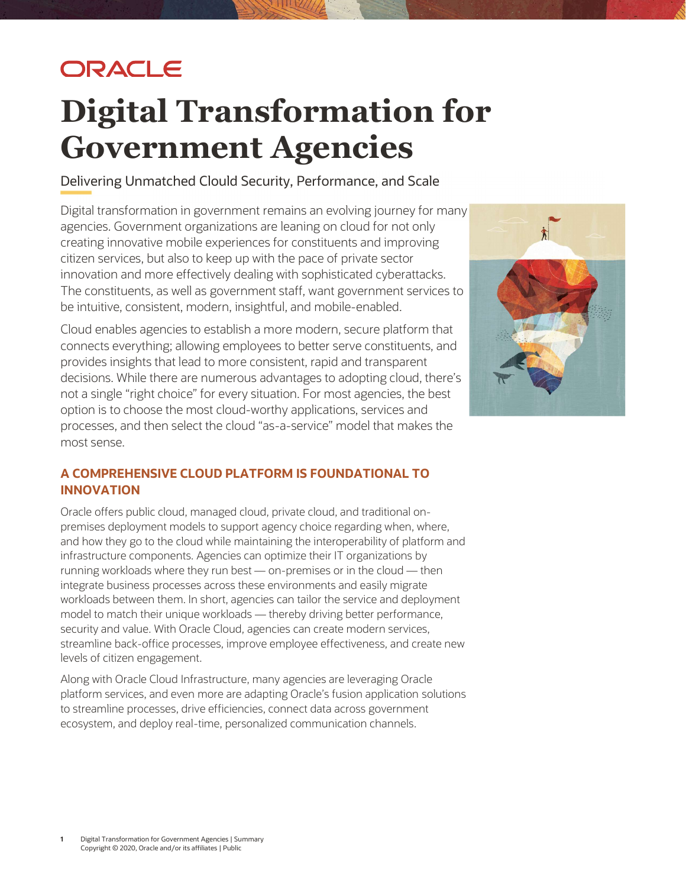ORACLE

# Digital Transformation for Government Agencies

Delivering Unmatched Clould Security, Performance, and Scale

Digital transformation in government remains an evolving journey for many agencies. Government organizations are leaning on cloud for not only creating innovative mobile experiences for constituents and improving citizen services, but also to keep up with the pace of private sector innovation and more effectively dealing with sophisticated cyberattacks. The constituents, as well as government staff, want government services to be intuitive, consistent, modern, insightful, and mobile-enabled.

Cloud enables agencies to establish a more modern, secure platform that connects everything; allowing employees to better serve constituents, and provides insights that lead to more consistent, rapid and transparent decisions. While there are numerous advantages to adopting cloud, there's not a single "right choice" for every situation. For most agencies, the best option is to choose the most cloud-worthy applications, services and processes, and then select the cloud "as-a-service" model that makes the most sense.

## A COMPREHENSIVE CLOUD PLATFORM IS FOUNDATIONAL TO INNOVATION

Oracle offers public cloud, managed cloud, private cloud, and traditional on-premises deployment models to support agency choice regarding when, where, and how they go to the cloud while maintaining the interoperability of platform and infrastructure components. Agencies can optimize their IT organizations by running workloads where they run best — on-premises or in the cloud — then integrate business processes across these environments and easily migrate workloads between them. In short, agencies can tailor the service and deployment model to match their unique workloads — thereby driving better performance, security and value. With Oracle Cloud, agencies can create modern services, streamline back-office processes, improve employee effectiveness, and create new levels of citizen engagement.

Along with Oracle Cloud Infrastructure, many agencies are leveraging Oracle platform services, and even more are adapting Oracle's fusion application solutions to streamline processes, drive efficiencies, connect data across government ecosystem, and deploy real-time, personalized communication channels.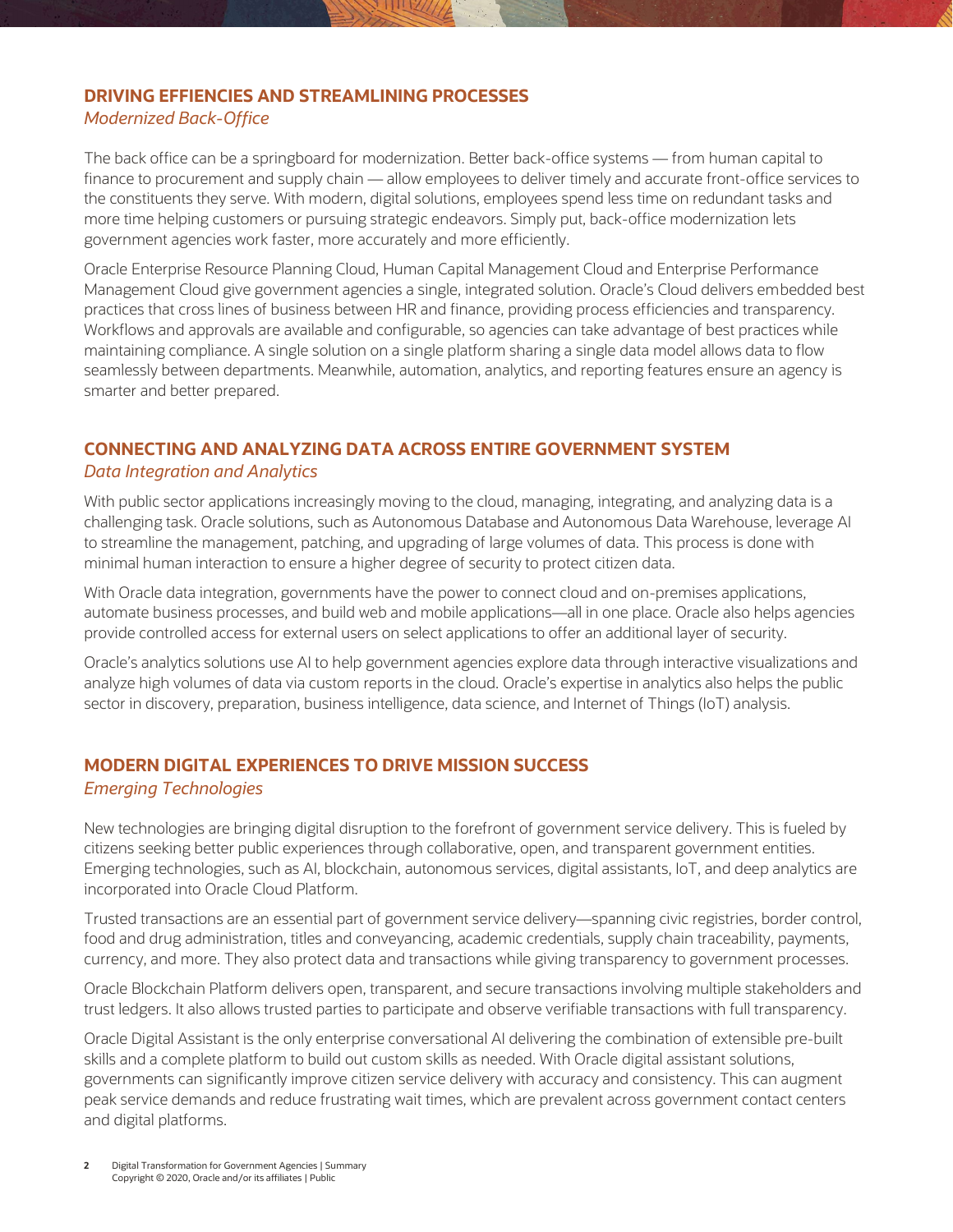## DRIVING EFFIENCIES AND STREAMLINING PROCESSES

*Modernized Back-Office*

The back office can be a springboard for modernization. Better back-office systems — from human capital to finance to procurement and supply chain — allow employees to deliver timely and accurate front-office services to the constituents they serve. With modern, digital solutions, employees spend less time on redundant tasks and more time helping customers or pursuing strategic endeavors. Simply put, back-office modernization lets government agencies work faster, more accurately and more efficiently.

Oracle Enterprise Resource Planning Cloud, Human Capital Management Cloud and Enterprise Performance Management Cloud give government agencies a single, integrated solution. Oracle's Cloud delivers embedded best practices that cross lines of business between HR and finance, providing process efficiencies and transparency. Workflows and approvals are available and configurable, so agencies can take advantage of best practices while maintaining compliance. A single solution on a single platform sharing a single data model allows data to flow seamlessly between departments. Meanwhile, automation, analytics, and reporting features ensure an agency is smarter and better prepared.

## CONNECTING AND ANALYZING DATA ACROSS ENTIRE GOVERNMENT SYSTEM

*Data Integration and Analytics*

With public sector applications increasingly moving to the cloud, managing, integrating, and analyzing data is a challenging task. Oracle solutions, such as Autonomous Database and Autonomous Data Warehouse, leverage AI to streamline the management, patching, and upgrading of large volumes of data. This process is done with minimal human interaction to ensure a higher degree of security to protect citizen data.

With Oracle data integration, governments have the power to connect cloud and on-premises applications, automate business processes, and build web and mobile applications—all in one place. Oracle also helps agencies provide controlled access for external users on select applications to offer an additional layer of security.

Oracle's analytics solutions use AI to help government agencies explore data through interactive visualizations and analyze high volumes of data via custom reports in the cloud. Oracle's expertise in analytics also helps the public sector in discovery, preparation, business intelligence, data science, and Internet of Things (IoT) analysis.

## MODERN DIGITAL EXPERIENCES TO DRIVE MISSION SUCCESS

*Emerging Technologies*

New technologies are bringing digital disruption to the forefront of government service delivery. This is fueled by citizens seeking better public experiences through collaborative, open, and transparent government entities. Emerging technologies, such as AI, blockchain, autonomous services, digital assistants, IoT, and deep analytics are incorporated into Oracle Cloud Platform.

Trusted transactions are an essential part of government service delivery—spanning civic registries, border control, food and drug administration, titles and conveyancing, academic credentials, supply chain traceability, payments, currency, and more. They also protect data and transactions while giving transparency to government processes.

Oracle Blockchain Platform delivers open, transparent, and secure transactions involving multiple stakeholders and trust ledgers. It also allows trusted parties to participate and observe verifiable transactions with full transparency.

Oracle Digital Assistant is the only enterprise conversational AI delivering the combination of extensible pre-built skills and a complete platform to build out custom skills as needed. With Oracle digital assistant solutions, governments can significantly improve citizen service delivery with accuracy and consistency. This can augment peak service demands and reduce frustrating wait times, which are prevalent across government contact centers and digital platforms.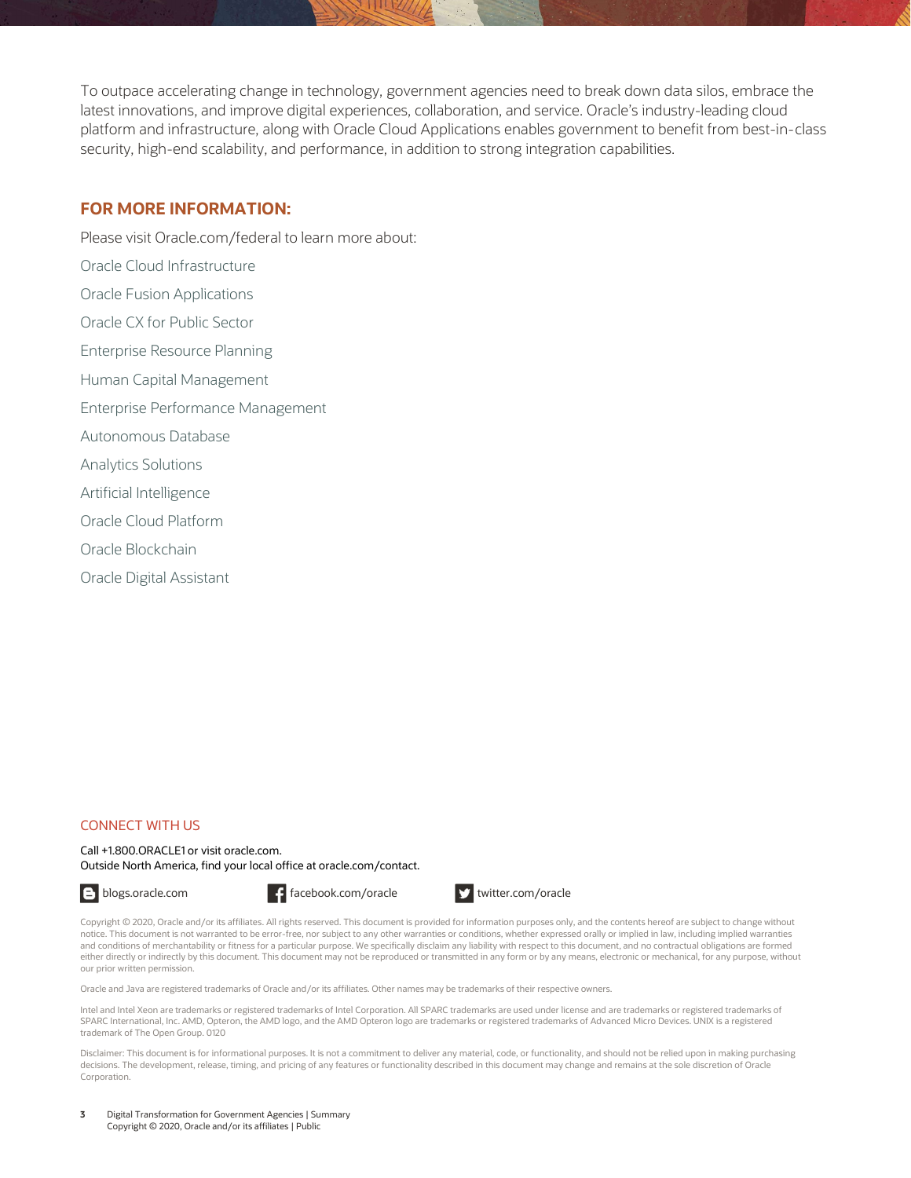To outpace accelerating change in technology, government agencies need to break down data silos, embrace the latest innovations, and improve digital experiences, collaboration, and service. Oracle's industry-leading cloud platform and infrastructure, along with Oracle Cloud Applications enables government to benefit from best-in-class security, high-end scalability, and performance, in addition to strong integration capabilities.

## FOR MORE INFORMATION:

Please visit Oracle.com/federal to learn more about:

Oracle Cloud Infrastructure

Oracle Fusion Applications

Oracle CX for Public Sector

Enterprise Resource Planning

Human Capital Management

Enterprise Performance Management

Autonomous Database

Analytics Solutions

Artificial Intelligence

Oracle Cloud Platform

Oracle Blockchain

Oracle Digital Assistant

### CONNECT WITH US

Call +1.800.ORACLE1 or visit oracle.com.
Outside North America, find your local office at oracle.com/contact.

blogs.oracle.com facebook.com/oracle twitter.com/oracle

Copyright © 2020, Oracle and/or its affiliates. All rights reserved. This document is provided for information purposes only, and the contents hereof are subject to change without notice. This document is not warranted to be error-free, nor subject to any other warranties or conditions, whether expressed orally or implied in law, including implied warranties and conditions of merchantability or fitness for a particular purpose. We specifically disclaim any liability with respect to this document, and no contractual obligations are formed either directly or indirectly by this document. This document may not be reproduced or transmitted in any form or by any means, electronic or mechanical, for any purpose, without our prior written permission.

Oracle and Java are registered trademarks of Oracle and/or its affiliates. Other names may be trademarks of their respective owners.

Intel and Intel Xeon are trademarks or registered trademarks of Intel Corporation. All SPARC trademarks are used under license and are trademarks or registered trademarks of SPARC International, Inc. AMD, Opteron, the AMD logo, and the AMD Opteron logo are trademarks or registered trademarks of Advanced Micro Devices. UNIX is a registered trademark of The Open Group. 0120

Disclaimer: This document is for informational purposes. It is not a commitment to deliver any material, code, or functionality, and should not be relied upon in making purchasing decisions. The development, release, timing, and pricing of any features or functionality described in this document may change and remains at the sole discretion of Oracle Corporation.